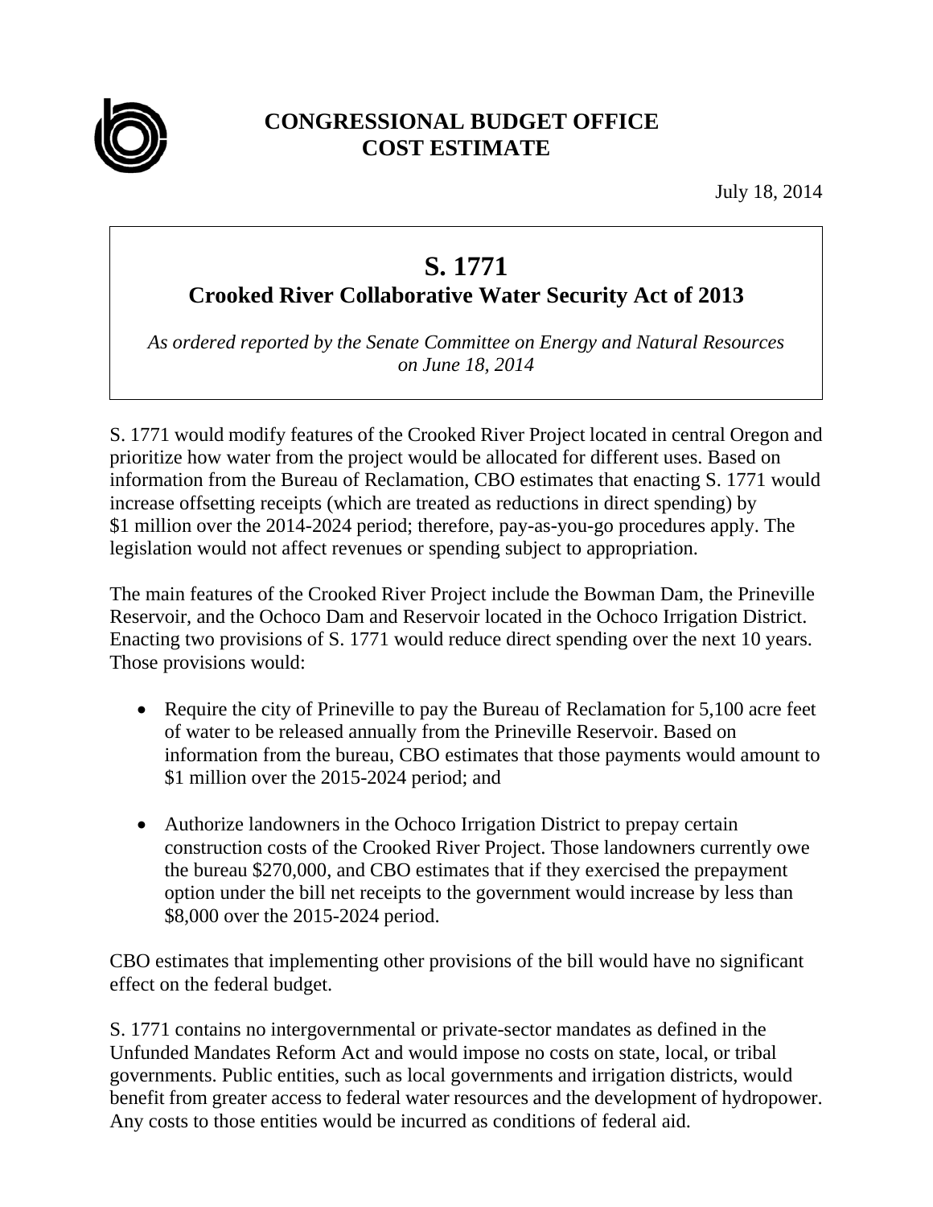# CONGRESSIONAL BUDGET OFFICE
# COST ESTIMATE

July 18, 2014

## S. 1771
### Crooked River Collaborative Water Security Act of 2013

*As ordered reported by the Senate Committee on Energy and Natural Resources on June 18, 2014*

S. 1771 would modify features of the Crooked River Project located in central Oregon and prioritize how water from the project would be allocated for different uses. Based on information from the Bureau of Reclamation, CBO estimates that enacting S. 1771 would increase offsetting receipts (which are treated as reductions in direct spending) by $1 million over the 2014-2024 period; therefore, pay-as-you-go procedures apply. The legislation would not affect revenues or spending subject to appropriation.

The main features of the Crooked River Project include the Bowman Dam, the Prineville Reservoir, and the Ochoco Dam and Reservoir located in the Ochoco Irrigation District. Enacting two provisions of S. 1771 would reduce direct spending over the next 10 years. Those provisions would:

- Require the city of Prineville to pay the Bureau of Reclamation for 5,100 acre feet of water to be released annually from the Prineville Reservoir. Based on information from the bureau, CBO estimates that those payments would amount to $1 million over the 2015-2024 period; and

- Authorize landowners in the Ochoco Irrigation District to prepay certain construction costs of the Crooked River Project. Those landowners currently owe the bureau $270,000, and CBO estimates that if they exercised the prepayment option under the bill net receipts to the government would increase by less than $8,000 over the 2015-2024 period.

CBO estimates that implementing other provisions of the bill would have no significant effect on the federal budget.

S. 1771 contains no intergovernmental or private-sector mandates as defined in the Unfunded Mandates Reform Act and would impose no costs on state, local, or tribal governments. Public entities, such as local governments and irrigation districts, would benefit from greater access to federal water resources and the development of hydropower. Any costs to those entities would be incurred as conditions of federal aid.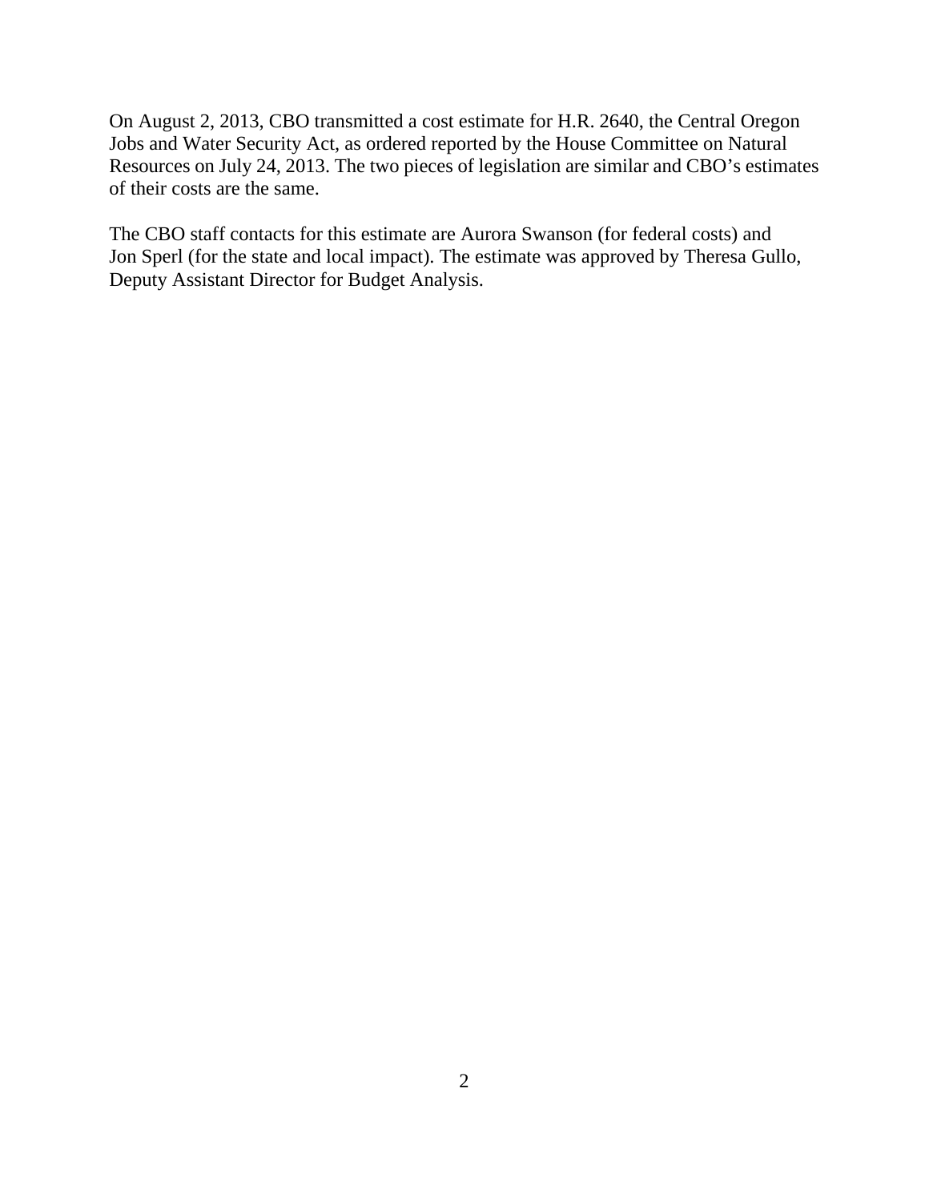On August 2, 2013, CBO transmitted a cost estimate for H.R. 2640, the Central Oregon Jobs and Water Security Act, as ordered reported by the House Committee on Natural Resources on July 24, 2013. The two pieces of legislation are similar and CBO's estimates of their costs are the same.

The CBO staff contacts for this estimate are Aurora Swanson (for federal costs) and Jon Sperl (for the state and local impact). The estimate was approved by Theresa Gullo, Deputy Assistant Director for Budget Analysis.